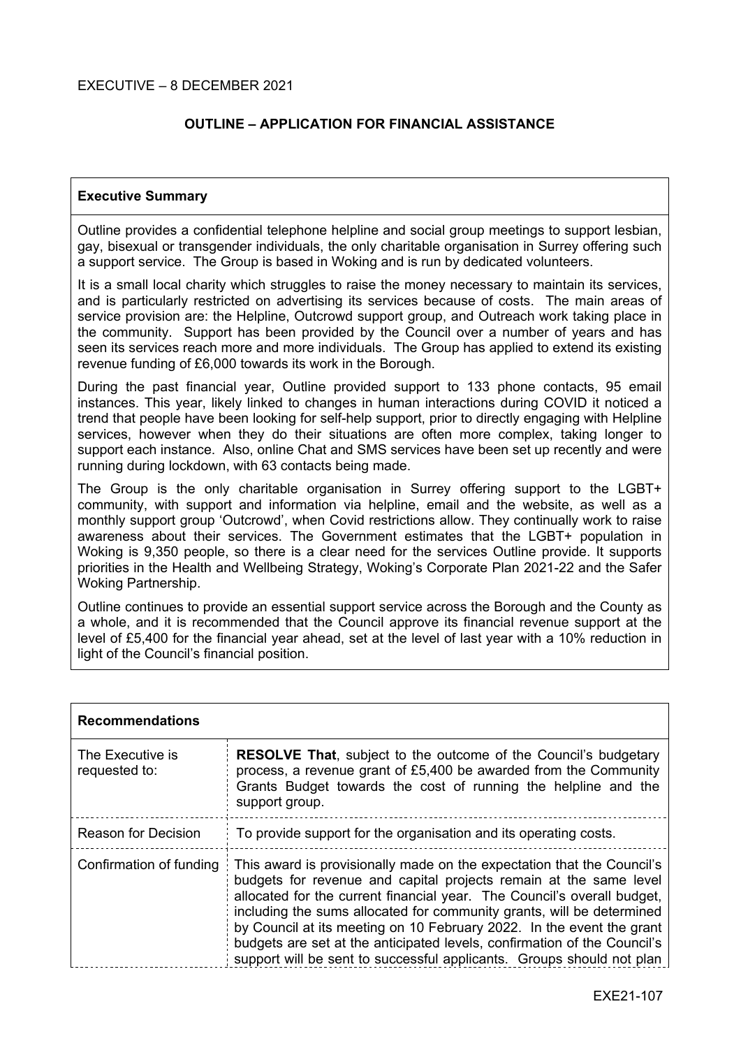EXECUTIVE – 8 DECEMBER 2021

## OUTLINE – APPLICATION FOR FINANCIAL ASSISTANCE

### Executive Summary

Outline provides a confidential telephone helpline and social group meetings to support lesbian, gay, bisexual or transgender individuals, the only charitable organisation in Surrey offering such a support service. The Group is based in Woking and is run by dedicated volunteers.

It is a small local charity which struggles to raise the money necessary to maintain its services, and is particularly restricted on advertising its services because of costs. The main areas of service provision are: the Helpline, Outcrowd support group, and Outreach work taking place in the community. Support has been provided by the Council over a number of years and has seen its services reach more and more individuals. The Group has applied to extend its existing revenue funding of £6,000 towards its work in the Borough.

During the past financial year, Outline provided support to 133 phone contacts, 95 email instances. This year, likely linked to changes in human interactions during COVID it noticed a trend that people have been looking for self-help support, prior to directly engaging with Helpline services, however when they do their situations are often more complex, taking longer to support each instance. Also, online Chat and SMS services have been set up recently and were running during lockdown, with 63 contacts being made.

The Group is the only charitable organisation in Surrey offering support to the LGBT+ community, with support and information via helpline, email and the website, as well as a monthly support group 'Outcrowd', when Covid restrictions allow. They continually work to raise awareness about their services. The Government estimates that the LGBT+ population in Woking is 9,350 people, so there is a clear need for the services Outline provide. It supports priorities in the Health and Wellbeing Strategy, Woking's Corporate Plan 2021-22 and the Safer Woking Partnership.

Outline continues to provide an essential support service across the Borough and the County as a whole, and it is recommended that the Council approve its financial revenue support at the level of £5,400 for the financial year ahead, set at the level of last year with a 10% reduction in light of the Council's financial position.

### Recommendations

| | |
|---|---|
| The Executive is requested to: | **RESOLVE That**, subject to the outcome of the Council's budgetary process, a revenue grant of £5,400 be awarded from the Community Grants Budget towards the cost of running the helpline and the support group. |
| Reason for Decision | To provide support for the organisation and its operating costs. |
| Confirmation of funding | This award is provisionally made on the expectation that the Council's budgets for revenue and capital projects remain at the same level allocated for the current financial year. The Council's overall budget, including the sums allocated for community grants, will be determined by Council at its meeting on 10 February 2022. In the event the grant budgets are set at the anticipated levels, confirmation of the Council's support will be sent to successful applicants. Groups should not plan |

EXE21-107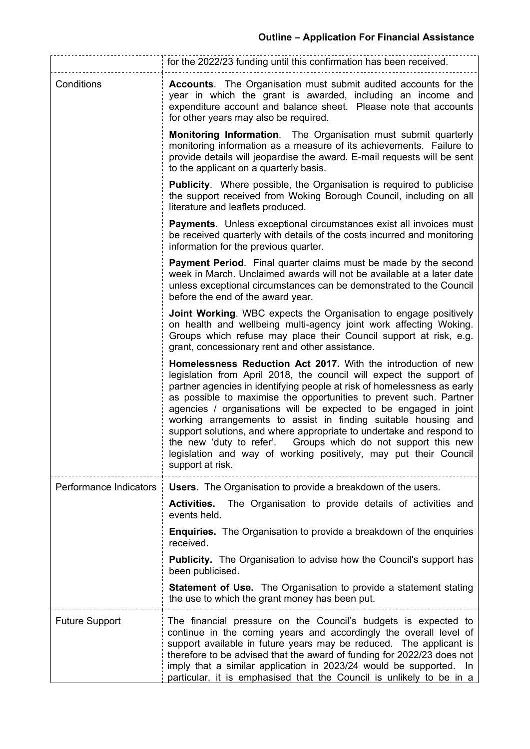| | |
|---|---|
| | for the 2022/23 funding until this confirmation has been received. |
| Conditions | **Accounts**. The Organisation must submit audited accounts for the year in which the grant is awarded, including an income and expenditure account and balance sheet. Please note that accounts for other years may also be required.<br><br>**Monitoring Information**. The Organisation must submit quarterly monitoring information as a measure of its achievements. Failure to provide details will jeopardise the award. E-mail requests will be sent to the applicant on a quarterly basis.<br><br>**Publicity**. Where possible, the Organisation is required to publicise the support received from Woking Borough Council, including on all literature and leaflets produced.<br><br>**Payments**. Unless exceptional circumstances exist all invoices must be received quarterly with details of the costs incurred and monitoring information for the previous quarter.<br><br>**Payment Period**. Final quarter claims must be made by the second week in March. Unclaimed awards will not be available at a later date unless exceptional circumstances can be demonstrated to the Council before the end of the award year.<br><br>**Joint Working**. WBC expects the Organisation to engage positively on health and wellbeing multi-agency joint work affecting Woking. Groups which refuse may place their Council support at risk, e.g. grant, concessionary rent and other assistance.<br><br>**Homelessness Reduction Act 2017.** With the introduction of new legislation from April 2018, the council will expect the support of partner agencies in identifying people at risk of homelessness as early as possible to maximise the opportunities to prevent such. Partner agencies / organisations will be expected to be engaged in joint working arrangements to assist in finding suitable housing and support solutions, and where appropriate to undertake and respond to the new 'duty to refer'. Groups which do not support this new legislation and way of working positively, may put their Council support at risk. |
| Performance Indicators | **Users.** The Organisation to provide a breakdown of the users.<br><br>**Activities.** The Organisation to provide details of activities and events held.<br><br>**Enquiries.** The Organisation to provide a breakdown of the enquiries received.<br><br>**Publicity.** The Organisation to advise how the Council's support has been publicised.<br><br>**Statement of Use.** The Organisation to provide a statement stating the use to which the grant money has been put. |
| Future Support | The financial pressure on the Council's budgets is expected to continue in the coming years and accordingly the overall level of support available in future years may be reduced. The applicant is therefore to be advised that the award of funding for 2022/23 does not imply that a similar application in 2023/24 would be supported. In particular, it is emphasised that the Council is unlikely to be in a |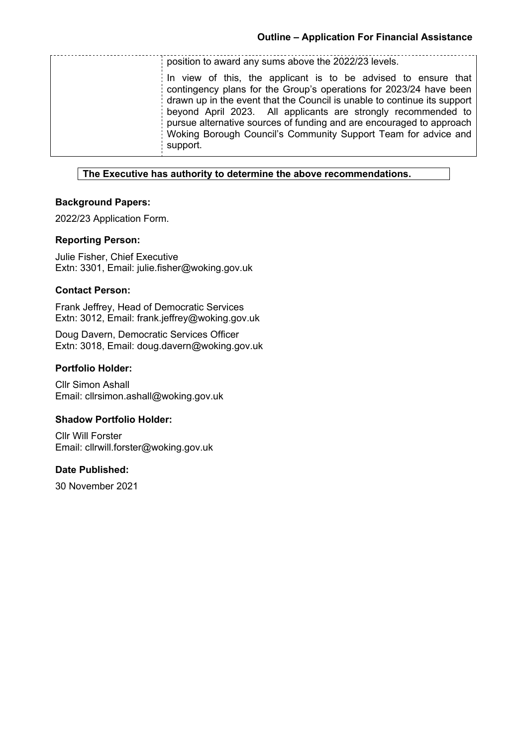| | |
|---|---|
| | position to award any sums above the 2022/23 levels.<br><br>In view of this, the applicant is to be advised to ensure that contingency plans for the Group's operations for 2023/24 have been drawn up in the event that the Council is unable to continue its support beyond April 2023. All applicants are strongly recommended to pursue alternative sources of funding and are encouraged to approach Woking Borough Council's Community Support Team for advice and support. |

**The Executive has authority to determine the above recommendations.**

**Background Papers:**

2022/23 Application Form.

**Reporting Person:**

Julie Fisher, Chief Executive
Extn: 3301, Email: julie.fisher@woking.gov.uk

**Contact Person:**

Frank Jeffrey, Head of Democratic Services
Extn: 3012, Email: frank.jeffrey@woking.gov.uk

Doug Davern, Democratic Services Officer
Extn: 3018, Email: doug.davern@woking.gov.uk

**Portfolio Holder:**

Cllr Simon Ashall
Email: cllrsimon.ashall@woking.gov.uk

**Shadow Portfolio Holder:**

Cllr Will Forster
Email: cllrwill.forster@woking.gov.uk

**Date Published:**

30 November 2021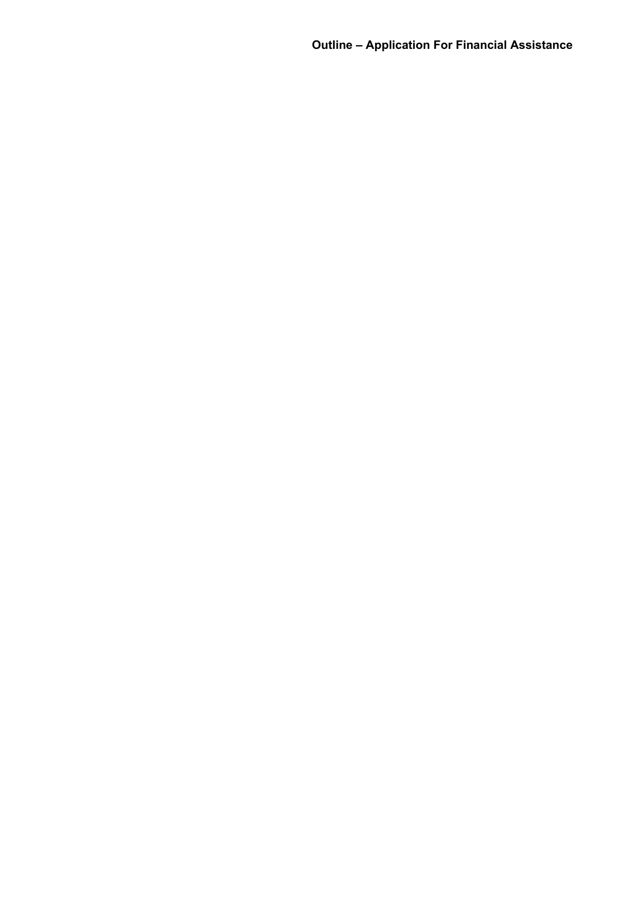**Outline – Application For Financial Assistance**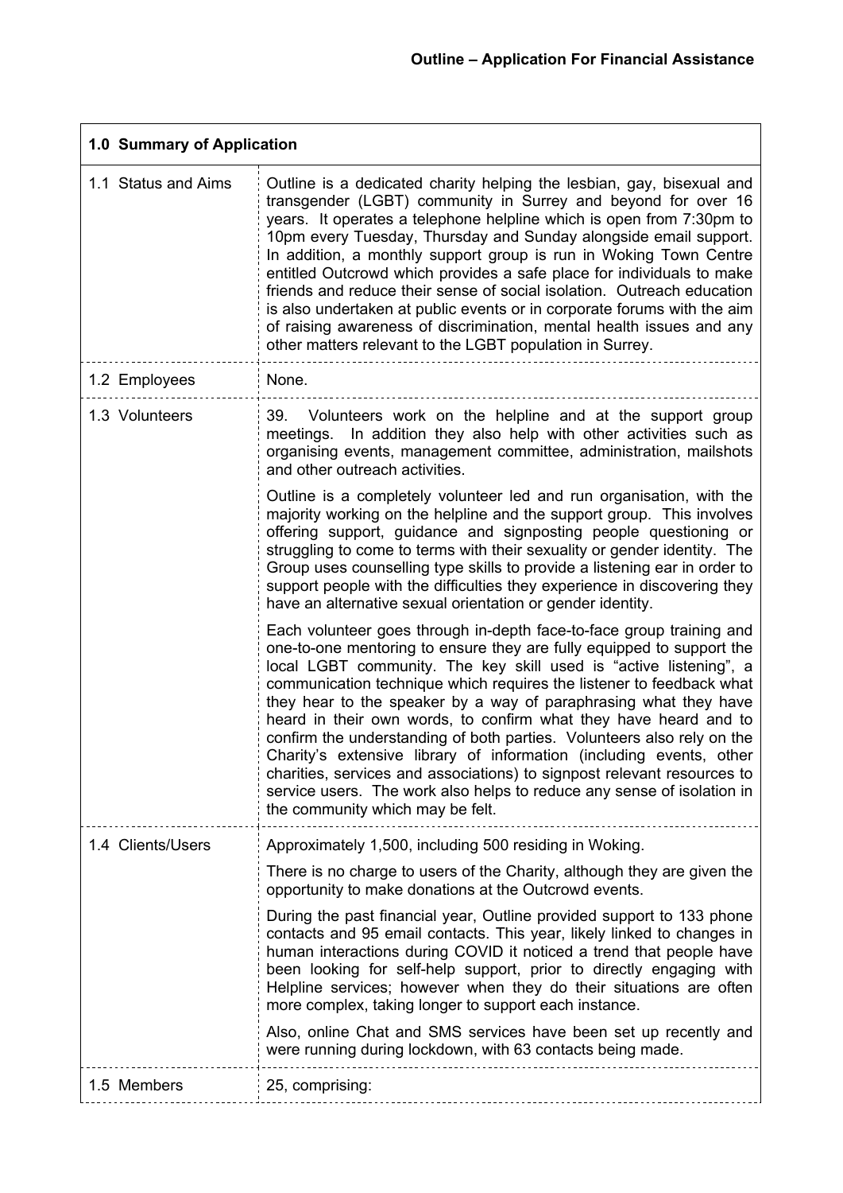# Outline – Application For Financial Assistance

| **1.0 Summary of Application** | |
|---|---|
| 1.1 Status and Aims | Outline is a dedicated charity helping the lesbian, gay, bisexual and transgender (LGBT) community in Surrey and beyond for over 16 years. It operates a telephone helpline which is open from 7:30pm to 10pm every Tuesday, Thursday and Sunday alongside email support. In addition, a monthly support group is run in Woking Town Centre entitled Outcrowd which provides a safe place for individuals to make friends and reduce their sense of social isolation. Outreach education is also undertaken at public events or in corporate forums with the aim of raising awareness of discrimination, mental health issues and any other matters relevant to the LGBT population in Surrey. |
| 1.2 Employees | None. |
| 1.3 Volunteers | 39. Volunteers work on the helpline and at the support group meetings. In addition they also help with other activities such as organising events, management committee, administration, mailshots and other outreach activities.<br><br>Outline is a completely volunteer led and run organisation, with the majority working on the helpline and the support group. This involves offering support, guidance and signposting people questioning or struggling to come to terms with their sexuality or gender identity. The Group uses counselling type skills to provide a listening ear in order to support people with the difficulties they experience in discovering they have an alternative sexual orientation or gender identity.<br><br>Each volunteer goes through in-depth face-to-face group training and one-to-one mentoring to ensure they are fully equipped to support the local LGBT community. The key skill used is "active listening", a communication technique which requires the listener to feedback what they hear to the speaker by a way of paraphrasing what they have heard in their own words, to confirm what they have heard and to confirm the understanding of both parties. Volunteers also rely on the Charity's extensive library of information (including events, other charities, services and associations) to signpost relevant resources to service users. The work also helps to reduce any sense of isolation in the community which may be felt. |
| 1.4 Clients/Users | Approximately 1,500, including 500 residing in Woking.<br><br>There is no charge to users of the Charity, although they are given the opportunity to make donations at the Outcrowd events.<br><br>During the past financial year, Outline provided support to 133 phone contacts and 95 email contacts. This year, likely linked to changes in human interactions during COVID it noticed a trend that people have been looking for self-help support, prior to directly engaging with Helpline services; however when they do their situations are often more complex, taking longer to support each instance.<br><br>Also, online Chat and SMS services have been set up recently and were running during lockdown, with 63 contacts being made. |
| 1.5 Members | 25, comprising: |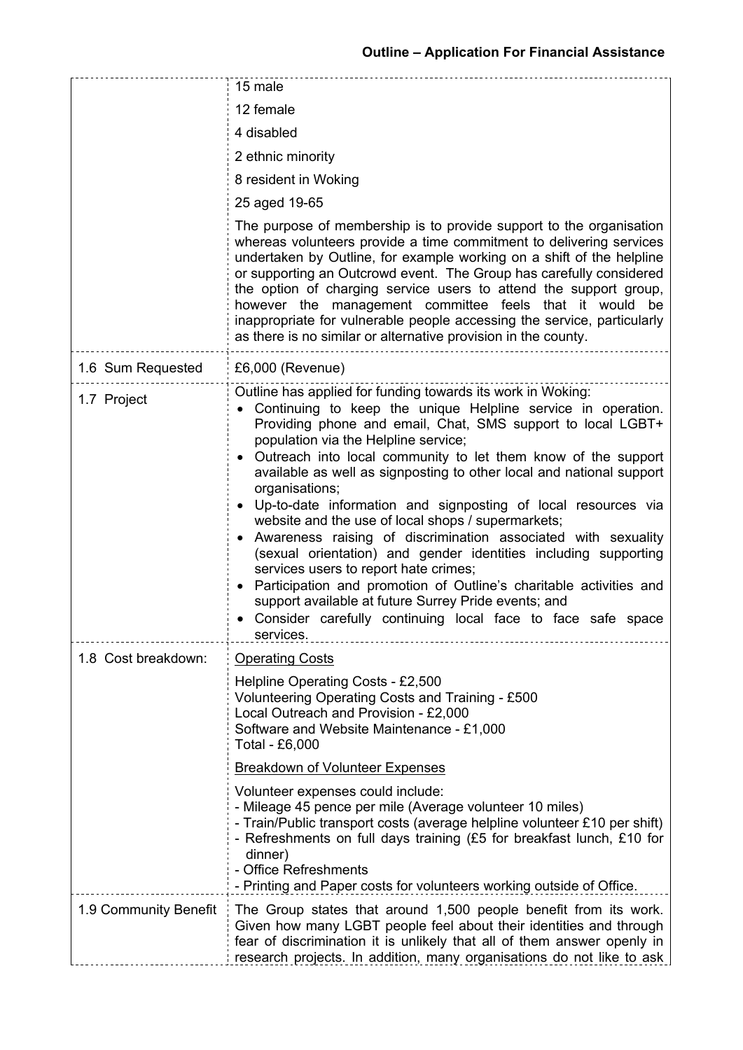| | |
|---|---|
| | 15 male<br>12 female<br>4 disabled<br>2 ethnic minority<br>8 resident in Woking<br>25 aged 19-65<br>The purpose of membership is to provide support to the organisation whereas volunteers provide a time commitment to delivering services undertaken by Outline, for example working on a shift of the helpline or supporting an Outcrowd event. The Group has carefully considered the option of charging service users to attend the support group, however the management committee feels that it would be inappropriate for vulnerable people accessing the service, particularly as there is no similar or alternative provision in the county. |
| 1.6 Sum Requested | £6,000 (Revenue) |
| 1.7 Project | Outline has applied for funding towards its work in Woking:<br>• Continuing to keep the unique Helpline service in operation. Providing phone and email, Chat, SMS support to local LGBT+ population via the Helpline service;<br>• Outreach into local community to let them know of the support available as well as signposting to other local and national support organisations;<br>• Up-to-date information and signposting of local resources via website and the use of local shops / supermarkets;<br>• Awareness raising of discrimination associated with sexuality (sexual orientation) and gender identities including supporting services users to report hate crimes;<br>• Participation and promotion of Outline's charitable activities and support available at future Surrey Pride events; and<br>• Consider carefully continuing local face to face safe space services. |
| 1.8 Cost breakdown: | <u>Operating Costs</u><br>Helpline Operating Costs - £2,500<br>Volunteering Operating Costs and Training - £500<br>Local Outreach and Provision - £2,000<br>Software and Website Maintenance - £1,000<br>Total - £6,000<br><u>Breakdown of Volunteer Expenses</u><br>Volunteer expenses could include:<br>- Mileage 45 pence per mile (Average volunteer 10 miles)<br>- Train/Public transport costs (average helpline volunteer £10 per shift)<br>- Refreshments on full days training (£5 for breakfast lunch, £10 for dinner)<br>- Office Refreshments<br>- Printing and Paper costs for volunteers working outside of Office. |
| 1.9 Community Benefit | The Group states that around 1,500 people benefit from its work. Given how many LGBT people feel about their identities and through fear of discrimination it is unlikely that all of them answer openly in research projects. In addition, many organisations do not like to ask |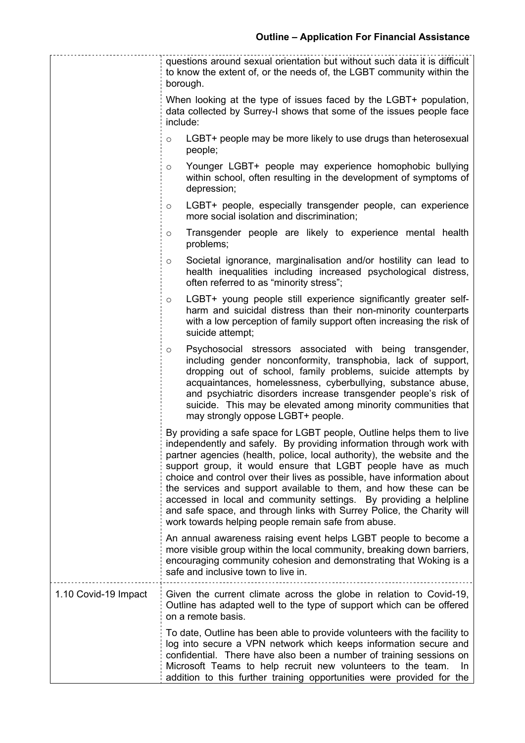| | |
|---|---|
| | questions around sexual orientation but without such data it is difficult to know the extent of, or the needs of, the LGBT community within the borough.<br><br>When looking at the type of issues faced by the LGBT+ population, data collected by Surrey-I shows that some of the issues people face include:<br><br>○ LGBT+ people may be more likely to use drugs than heterosexual people;<br>○ Younger LGBT+ people may experience homophobic bullying within school, often resulting in the development of symptoms of depression;<br>○ LGBT+ people, especially transgender people, can experience more social isolation and discrimination;<br>○ Transgender people are likely to experience mental health problems;<br>○ Societal ignorance, marginalisation and/or hostility can lead to health inequalities including increased psychological distress, often referred to as "minority stress";<br>○ LGBT+ young people still experience significantly greater self-harm and suicidal distress than their non-minority counterparts with a low perception of family support often increasing the risk of suicide attempt;<br>○ Psychosocial stressors associated with being transgender, including gender nonconformity, transphobia, lack of support, dropping out of school, family problems, suicide attempts by acquaintances, homelessness, cyberbullying, substance abuse, and psychiatric disorders increase transgender people's risk of suicide. This may be elevated among minority communities that may strongly oppose LGBT+ people.<br><br>By providing a safe space for LGBT people, Outline helps them to live independently and safely. By providing information through work with partner agencies (health, police, local authority), the website and the support group, it would ensure that LGBT people have as much choice and control over their lives as possible, have information about the services and support available to them, and how these can be accessed in local and community settings. By providing a helpline and safe space, and through links with Surrey Police, the Charity will work towards helping people remain safe from abuse.<br><br>An annual awareness raising event helps LGBT people to become a more visible group within the local community, breaking down barriers, encouraging community cohesion and demonstrating that Woking is a safe and inclusive town to live in. |
| 1.10 Covid-19 Impact | Given the current climate across the globe in relation to Covid-19, Outline has adapted well to the type of support which can be offered on a remote basis.<br><br>To date, Outline has been able to provide volunteers with the facility to log into secure a VPN network which keeps information secure and confidential. There have also been a number of training sessions on Microsoft Teams to help recruit new volunteers to the team. In addition to this further training opportunities were provided for the |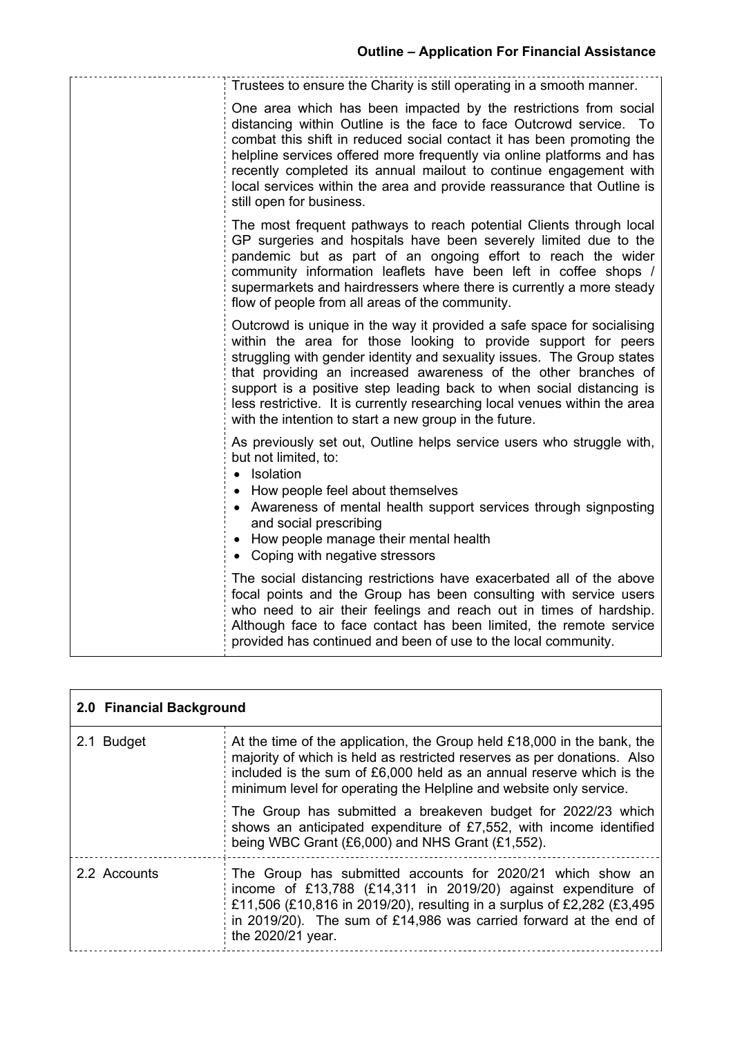| | |
|---|---|
| | Trustees to ensure the Charity is still operating in a smooth manner.<br><br>One area which has been impacted by the restrictions from social distancing within Outline is the face to face Outcrowd service. To combat this shift in reduced social contact it has been promoting the helpline services offered more frequently via online platforms and has recently completed its annual mailout to continue engagement with local services within the area and provide reassurance that Outline is still open for business.<br><br>The most frequent pathways to reach potential Clients through local GP surgeries and hospitals have been severely limited due to the pandemic but as part of an ongoing effort to reach the wider community information leaflets have been left in coffee shops / supermarkets and hairdressers where there is currently a more steady flow of people from all areas of the community.<br><br>Outcrowd is unique in the way it provided a safe space for socialising within the area for those looking to provide support for peers struggling with gender identity and sexuality issues. The Group states that providing an increased awareness of the other branches of support is a positive step leading back to when social distancing is less restrictive. It is currently researching local venues within the area with the intention to start a new group in the future.<br><br>As previously set out, Outline helps service users who struggle with, but not limited, to:<br>• Isolation<br>• How people feel about themselves<br>• Awareness of mental health support services through signposting and social prescribing<br>• How people manage their mental health<br>• Coping with negative stressors<br><br>The social distancing restrictions have exacerbated all of the above focal points and the Group has been consulting with service users who need to air their feelings and reach out in times of hardship. Although face to face contact has been limited, the remote service provided has continued and been of use to the local community. |

| **2.0 Financial Background** | |
|---|---|
| 2.1 Budget | At the time of the application, the Group held £18,000 in the bank, the majority of which is held as restricted reserves as per donations. Also included is the sum of £6,000 held as an annual reserve which is the minimum level for operating the Helpline and website only service.<br><br>The Group has submitted a breakeven budget for 2022/23 which shows an anticipated expenditure of £7,552, with income identified being WBC Grant (£6,000) and NHS Grant (£1,552). |
| 2.2 Accounts | The Group has submitted accounts for 2020/21 which show an income of £13,788 (£14,311 in 2019/20) against expenditure of £11,506 (£10,816 in 2019/20), resulting in a surplus of £2,282 (£3,495 in 2019/20). The sum of £14,986 was carried forward at the end of the 2020/21 year. |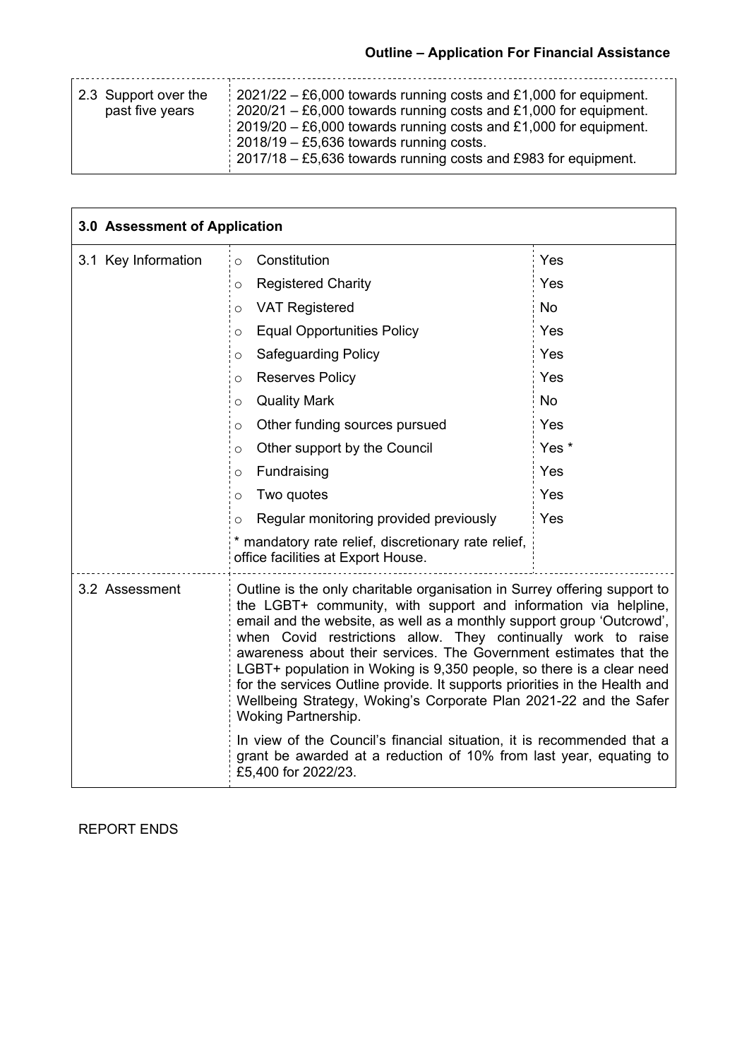| | |
|---|---|
| 2.3 Support over the past five years | 2021/22 – £6,000 towards running costs and £1,000 for equipment.<br>2020/21 – £6,000 towards running costs and £1,000 for equipment.<br>2019/20 – £6,000 towards running costs and £1,000 for equipment.<br>2018/19 – £5,636 towards running costs.<br>2017/18 – £5,636 towards running costs and £983 for equipment. |

| **3.0 Assessment of Application** | | |
|---|---|---|
| 3.1 Key Information | ○ Constitution | Yes |
| | ○ Registered Charity | Yes |
| | ○ VAT Registered | No |
| | ○ Equal Opportunities Policy | Yes |
| | ○ Safeguarding Policy | Yes |
| | ○ Reserves Policy | Yes |
| | ○ Quality Mark | No |
| | ○ Other funding sources pursued | Yes |
| | ○ Other support by the Council | Yes * |
| | ○ Fundraising | Yes |
| | ○ Two quotes | Yes |
| | ○ Regular monitoring provided previously | Yes |
| | * mandatory rate relief, discretionary rate relief, office facilities at Export House. | |
| 3.2 Assessment | Outline is the only charitable organisation in Surrey offering support to the LGBT+ community, with support and information via helpline, email and the website, as well as a monthly support group 'Outcrowd', when Covid restrictions allow. They continually work to raise awareness about their services. The Government estimates that the LGBT+ population in Woking is 9,350 people, so there is a clear need for the services Outline provide. It supports priorities in the Health and Wellbeing Strategy, Woking's Corporate Plan 2021-22 and the Safer Woking Partnership.<br><br>In view of the Council's financial situation, it is recommended that a grant be awarded at a reduction of 10% from last year, equating to £5,400 for 2022/23. | |

REPORT ENDS